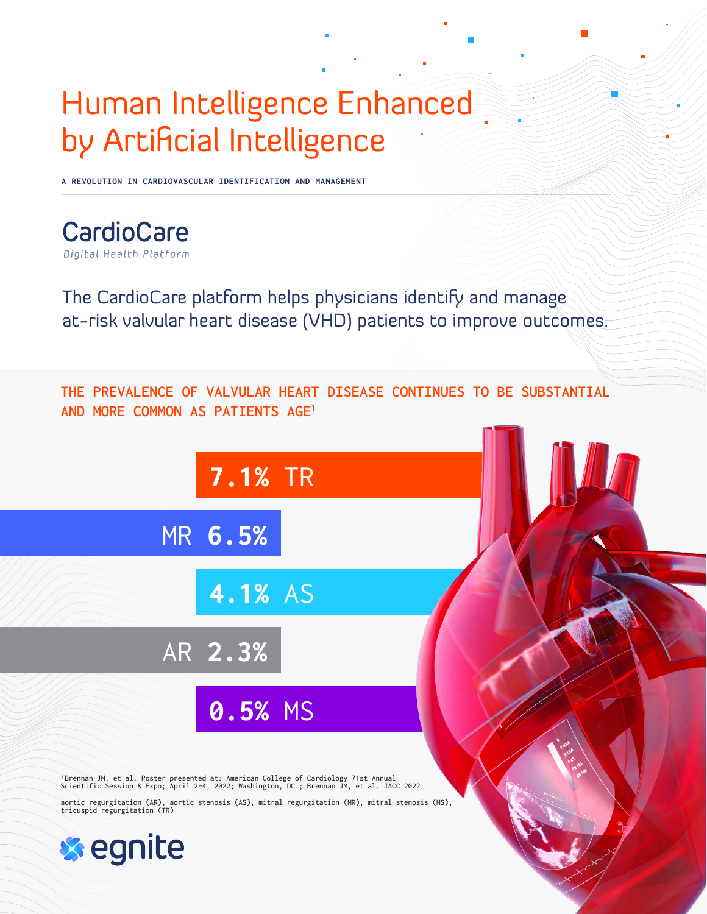# Human Intelligence Enhanced by Artificial Intelligence

A REVOLUTION IN CARDIOVASCULAR IDENTIFICATION AND MANAGEMENT

## CardioCare

*Digital Health Platform*

The CardioCare platform helps physicians identify and manage at-risk valvular heart disease (VHD) patients to improve outcomes.

### THE PREVALENCE OF VALVULAR HEART DISEASE CONTINUES TO BE SUBSTANTIAL AND MORE COMMON AS PATIENTS AGE[1]

**7.1%** TR

MR **6.5%**

**4.1%** AS

AR **2.3%**

**0.5%** MS

[1]Brennan JM, et al. Poster presented at: American College of Cardiology 71st Annual Scientific Session & Expo; April 2-4, 2022; Washington, DC.; Brennan JM, et al. JACC 2022

aortic regurgitation (AR), aortic stenosis (AS), mitral regurgitation (MR), mitral stenosis (MS), tricuspid regurgitation (TR)

egnite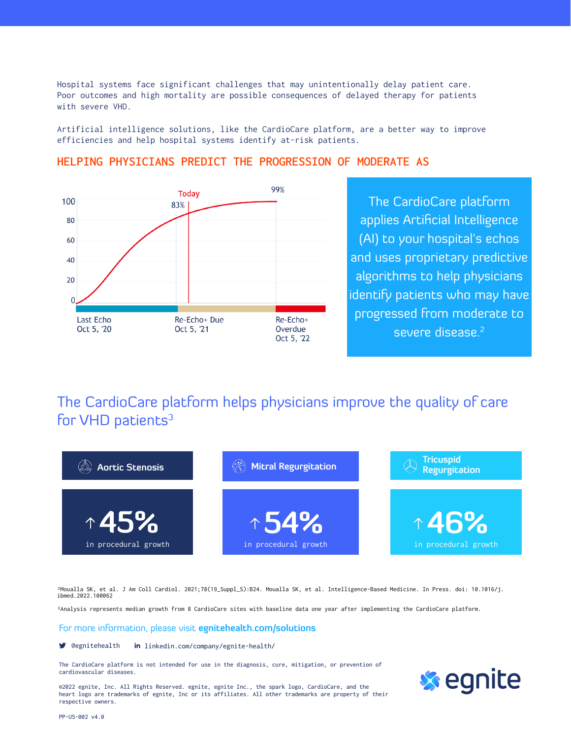Hospital systems face significant challenges that may unintentionally delay patient care. Poor outcomes and high mortality are possible consequences of delayed therapy for patients with severe VHD.

Artificial intelligence solutions, like the CardioCare platform, are a better way to improve efficiencies and help hospital systems identify at-risk patients.

## HELPING PHYSICIANS PREDICT THE PROGRESSION OF MODERATE AS

Today

99%

83%

100
80
60
40
20
0

Last Echo
Oct 5, '20

Re-Echo+ Due
Oct 5, '21

Re-Echo+
Overdue
Oct 5, '22

The CardioCare platform applies Artificial Intelligence (AI) to your hospital's echos and uses proprietary predictive algorithms to help physicians identify patients who may have progressed from moderate to severe disease.[2]

## The CardioCare platform helps physicians improve the quality of care for VHD patients[3]

**Aortic Stenosis**

↑ **45%** in procedural growth

**Mitral Regurgitation**

↑ **54%** in procedural growth

**Tricuspid Regurgitation**

↑ **46%** in procedural growth

[2]Moualla SK, et al. J Am Coll Cardiol. 2021;78(19_Suppl_S):B24. Moualla SK, et al. Intelligence-Based Medicine. In Press. doi: 10.1016/j.ibmed.2022.100062

[3]Analysis represents median growth from 8 CardioCare sites with baseline data one year after implementing the CardioCare platform.

For more information, please visit **egnitehealth.com/solutions**

@egnitehealth    linkedin.com/company/egnite-health/

The CardioCare platform is not intended for use in the diagnosis, cure, mitigation, or prevention of cardiovascular diseases.

©2022 egnite, Inc. All Rights Reserved. egnite, egnite Inc., the spark logo, CardioCare, and the heart logo are trademarks of egnite, Inc or its affiliates. All other trademarks are property of their respective owners.

egnite

PP-US-002 v4.0